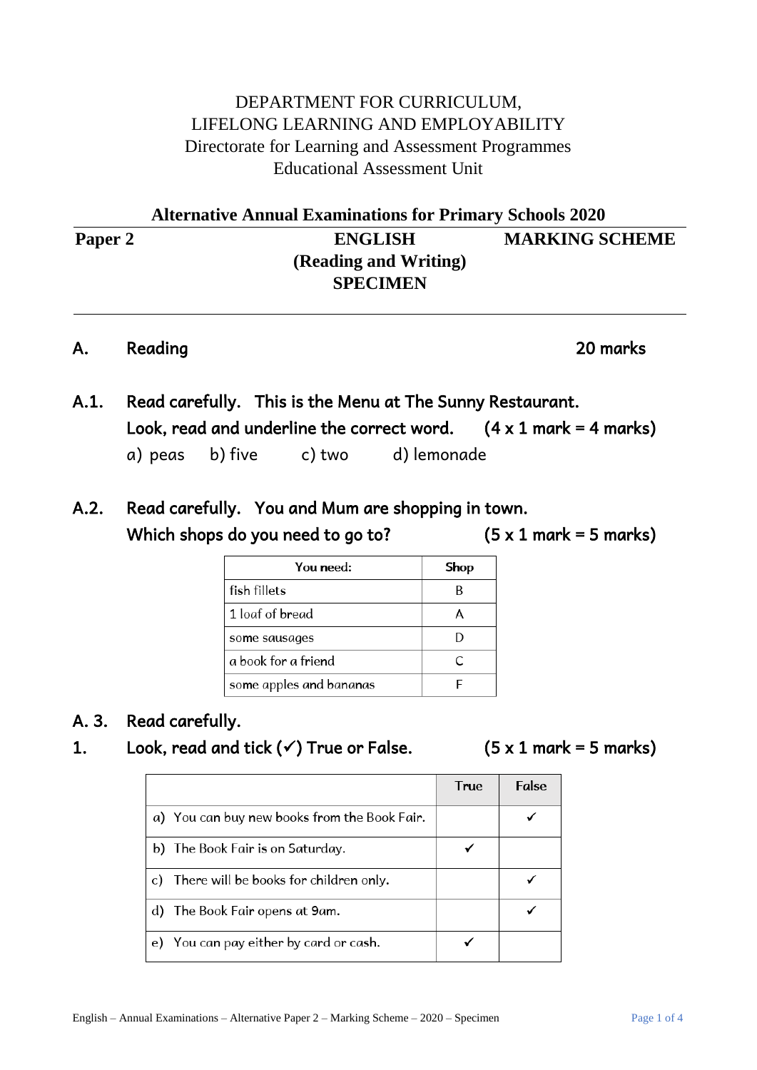DEPARTMENT FOR CURRICULUM,
LIFELONG LEARNING AND EMPLOYABILITY
Directorate for Learning and Assessment Programmes
Educational Assessment Unit

**Alternative Annual Examinations for Primary Schools 2020**

**Paper 2** | **ENGLISH (Reading and Writing) SPECIMEN** | **MARKING SCHEME**

## A. Reading — 20 marks

### A.1. Read carefully. This is the Menu at The Sunny Restaurant.

**Look, read and underline the correct word. (4 x 1 mark = 4 marks)**

a) peas b) five c) two d) lemonade

### A.2. Read carefully. You and Mum are shopping in town.

**Which shops do you need to go to? (5 x 1 mark = 5 marks)**

| You need: | Shop |
|---|---|
| fish fillets | B |
| 1 loaf of bread | A |
| some sausages | D |
| a book for a friend | C |
| some apples and bananas | F |

### A. 3. Read carefully.

**1. Look, read and tick (✓) True or False. (5 x 1 mark = 5 marks)**

| | True | False |
|---|---|---|
| a) You can buy new books from the Book Fair. | | ✓ |
| b) The Book Fair is on Saturday. | ✓ | |
| c) There will be books for children only. | | ✓ |
| d) The Book Fair opens at 9am. | | ✓ |
| e) You can pay either by card or cash. | ✓ | |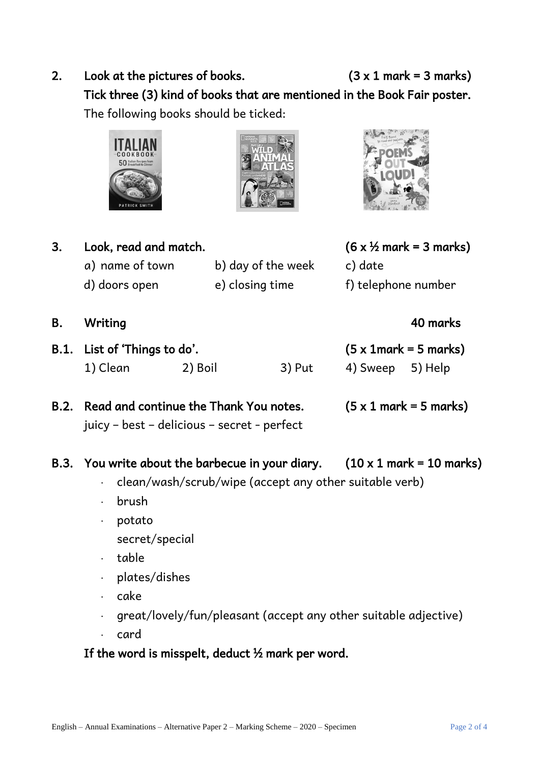**2. Look at the pictures of books. (3 x 1 mark = 3 marks)**

**Tick three (3) kind of books that are mentioned in the Book Fair poster.**

The following books should be ticked:

**3. Look, read and match. (6 x ½ mark = 3 marks)**

a) name of town  b) day of the week  c) date

d) doors open  e) closing time  f) telephone number

## B. Writing  40 marks

**B.1. List of 'Things to do'. (5 x 1mark = 5 marks)**

1) Clean  2) Boil  3) Put  4) Sweep  5) Help

**B.2. Read and continue the Thank You notes. (5 x 1 mark = 5 marks)**

juicy – best – delicious – secret - perfect

**B.3. You write about the barbecue in your diary. (10 x 1 mark = 10 marks)**

- clean/wash/scrub/wipe (accept any other suitable verb)
- brush
- potato
  secret/special
- table
- plates/dishes
- cake
- great/lovely/fun/pleasant (accept any other suitable adjective)
- card

**If the word is misspelt, deduct ½ mark per word.**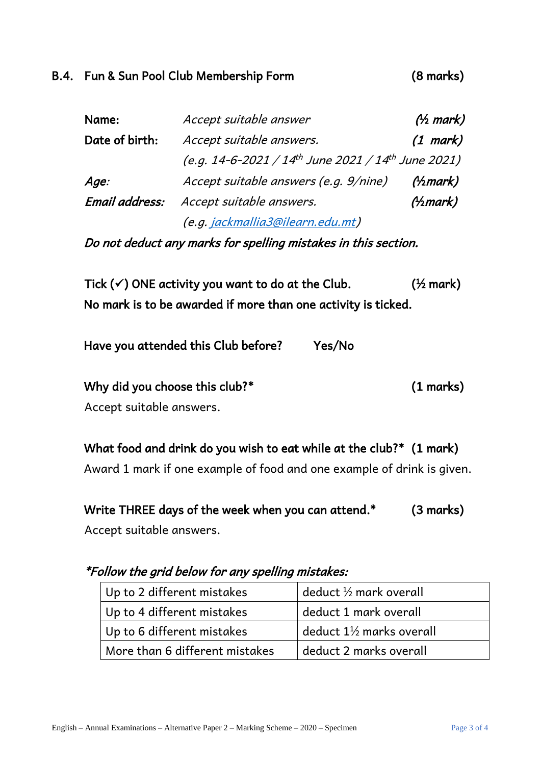## B.4. Fun & Sun Pool Club Membership Form (8 marks)

**Name:** *Accept suitable answer* *(½ mark)*

**Date of birth:** *Accept suitable answers.* *(1 mark)*
*(e.g. 14-6-2021 / 14th June 2021 / 14th June 2021)*

***Age:*** *Accept suitable answers (e.g. 9/nine)* *(½mark)*

***Email address:*** *Accept suitable answers.* *(½mark)*
*(e.g. jackmallia3@ilearn.edu.mt)*

***Do not deduct any marks for spelling mistakes in this section.***

**Tick (✓) ONE activity you want to do at the Club. (½ mark)**
**No mark is to be awarded if more than one activity is ticked.**

**Have you attended this Club before? Yes/No**

**Why did you choose this club?* (1 marks)**
Accept suitable answers.

**What food and drink do you wish to eat while at the club?* (1 mark)**
Award 1 mark if one example of food and one example of drink is given.

**Write THREE days of the week when you can attend.* (3 marks)**
Accept suitable answers.

***\*Follow the grid below for any spelling mistakes:***

| Up to 2 different mistakes | deduct ½ mark overall |
|---|---|
| Up to 4 different mistakes | deduct 1 mark overall |
| Up to 6 different mistakes | deduct 1½ marks overall |
| More than 6 different mistakes | deduct 2 marks overall |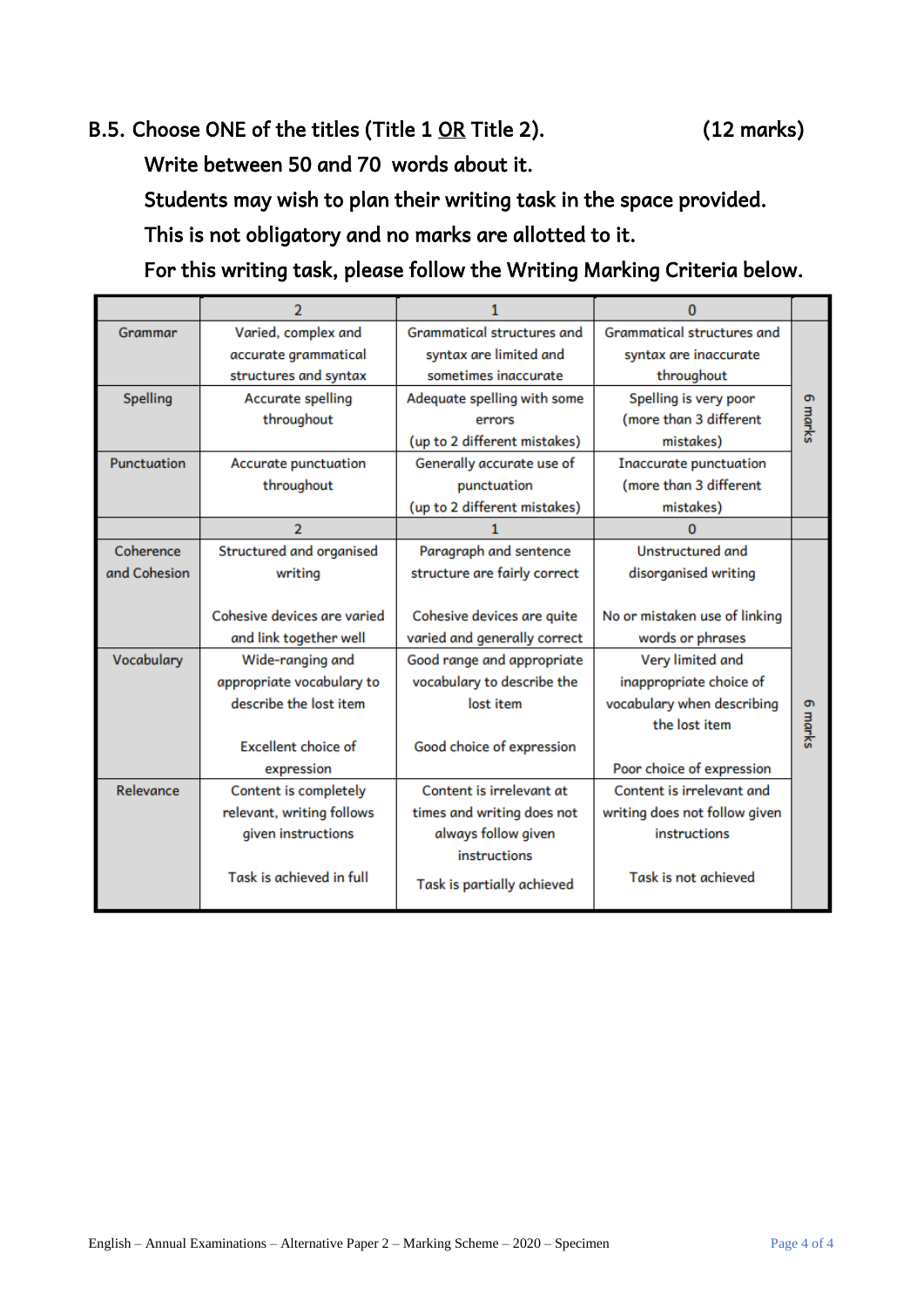B.5. Choose ONE of the titles (Title 1 OR Title 2). (12 marks)

Write between 50 and 70 words about it.

Students may wish to plan their writing task in the space provided.

This is not obligatory and no marks are allotted to it.

For this writing task, please follow the Writing Marking Criteria below.

| | 2 | 1 | 0 | |
|---|---|---|---|---|
| Grammar | Varied, complex and accurate grammatical structures and syntax | Grammatical structures and syntax are limited and sometimes inaccurate | Grammatical structures and syntax are inaccurate throughout | 6 marks |
| Spelling | Accurate spelling throughout | Adequate spelling with some errors (up to 2 different mistakes) | Spelling is very poor (more than 3 different mistakes) | |
| Punctuation | Accurate punctuation throughout | Generally accurate use of punctuation (up to 2 different mistakes) | Inaccurate punctuation (more than 3 different mistakes) | |
| | 2 | 1 | 0 | |
| Coherence and Cohesion | Structured and organised writing<br><br>Cohesive devices are varied and link together well | Paragraph and sentence structure are fairly correct<br><br>Cohesive devices are quite varied and generally correct | Unstructured and disorganised writing<br><br>No or mistaken use of linking words or phrases | 6 marks |
| Vocabulary | Wide-ranging and appropriate vocabulary to describe the lost item<br><br>Excellent choice of expression | Good range and appropriate vocabulary to describe the lost item<br><br>Good choice of expression | Very limited and inappropriate choice of vocabulary when describing the lost item<br><br>Poor choice of expression | |
| Relevance | Content is completely relevant, writing follows given instructions<br><br>Task is achieved in full | Content is irrelevant at times and writing does not always follow given instructions<br><br>Task is partially achieved | Content is irrelevant and writing does not follow given instructions<br><br>Task is not achieved | |